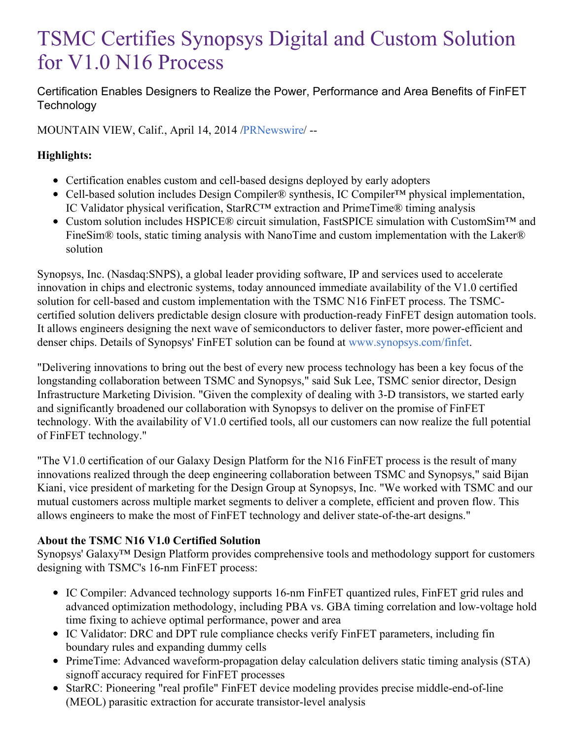# TSMC Certifies Synopsys Digital and Custom Solution for V1.0 N16 Process

Certification Enables Designers to Realize the Power, Performance and Area Benefits of FinFET Technology

MOUNTAIN VIEW, Calif., April 14, 2014 /PRNewswire/ --

**Highlights:**

- Certification enables custom and cell-based designs deployed by early adopters
- Cell-based solution includes Design Compiler® synthesis, IC Compiler™ physical implementation, IC Validator physical verification, StarRC™ extraction and PrimeTime® timing analysis
- Custom solution includes HSPICE® circuit simulation, FastSPICE simulation with CustomSim™ and FineSim® tools, static timing analysis with NanoTime and custom implementation with the Laker® solution

Synopsys, Inc. (Nasdaq:SNPS), a global leader providing software, IP and services used to accelerate innovation in chips and electronic systems, today announced immediate availability of the V1.0 certified solution for cell-based and custom implementation with the TSMC N16 FinFET process. The TSMC-certified solution delivers predictable design closure with production-ready FinFET design automation tools. It allows engineers designing the next wave of semiconductors to deliver faster, more power-efficient and denser chips. Details of Synopsys' FinFET solution can be found at www.synopsys.com/finfet.

"Delivering innovations to bring out the best of every new process technology has been a key focus of the longstanding collaboration between TSMC and Synopsys," said Suk Lee, TSMC senior director, Design Infrastructure Marketing Division. "Given the complexity of dealing with 3-D transistors, we started early and significantly broadened our collaboration with Synopsys to deliver on the promise of FinFET technology. With the availability of V1.0 certified tools, all our customers can now realize the full potential of FinFET technology."

"The V1.0 certification of our Galaxy Design Platform for the N16 FinFET process is the result of many innovations realized through the deep engineering collaboration between TSMC and Synopsys," said Bijan Kiani, vice president of marketing for the Design Group at Synopsys, Inc. "We worked with TSMC and our mutual customers across multiple market segments to deliver a complete, efficient and proven flow. This allows engineers to make the most of FinFET technology and deliver state-of-the-art designs."

**About the TSMC N16 V1.0 Certified Solution**

Synopsys' Galaxy™ Design Platform provides comprehensive tools and methodology support for customers designing with TSMC's 16-nm FinFET process:

- IC Compiler: Advanced technology supports 16-nm FinFET quantized rules, FinFET grid rules and advanced optimization methodology, including PBA vs. GBA timing correlation and low-voltage hold time fixing to achieve optimal performance, power and area
- IC Validator: DRC and DPT rule compliance checks verify FinFET parameters, including fin boundary rules and expanding dummy cells
- PrimeTime: Advanced waveform-propagation delay calculation delivers static timing analysis (STA) signoff accuracy required for FinFET processes
- StarRC: Pioneering "real profile" FinFET device modeling provides precise middle-end-of-line (MEOL) parasitic extraction for accurate transistor-level analysis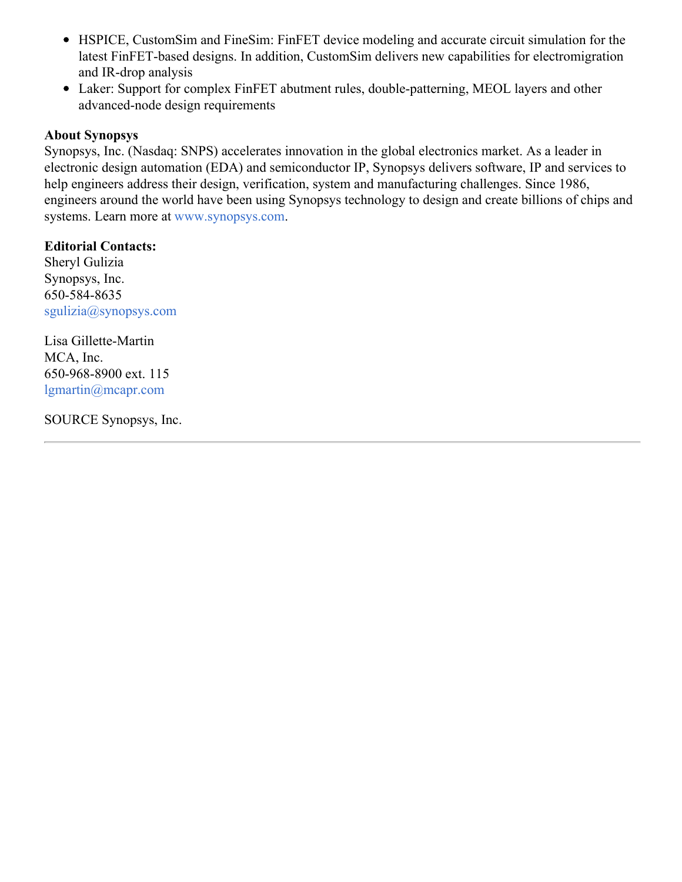- HSPICE, CustomSim and FineSim: FinFET device modeling and accurate circuit simulation for the latest FinFET-based designs. In addition, CustomSim delivers new capabilities for electromigration and IR-drop analysis
- Laker: Support for complex FinFET abutment rules, double-patterning, MEOL layers and other advanced-node design requirements

**About Synopsys**
Synopsys, Inc. (Nasdaq: SNPS) accelerates innovation in the global electronics market. As a leader in electronic design automation (EDA) and semiconductor IP, Synopsys delivers software, IP and services to help engineers address their design, verification, system and manufacturing challenges. Since 1986, engineers around the world have been using Synopsys technology to design and create billions of chips and systems. Learn more at www.synopsys.com.

**Editorial Contacts:**
Sheryl Gulizia
Synopsys, Inc.
650-584-8635
sgulizia@synopsys.com

Lisa Gillette-Martin
MCA, Inc.
650-968-8900 ext. 115
lgmartin@mcapr.com

SOURCE Synopsys, Inc.